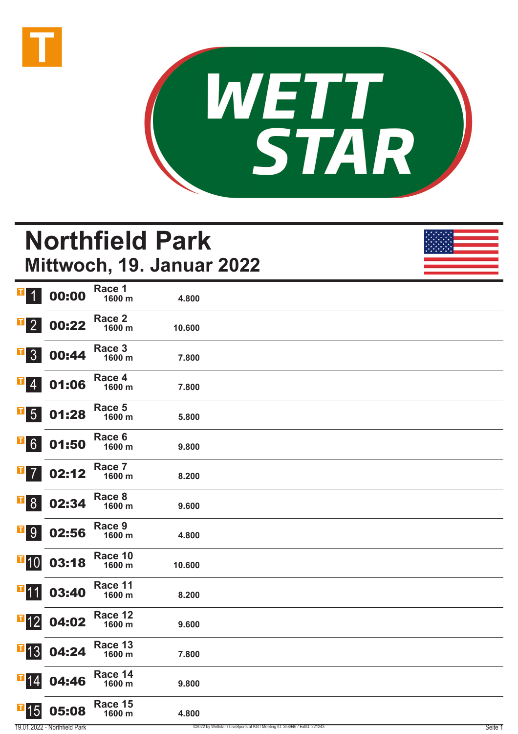# Northfield Park

## Mittwoch, 19. Januar 2022

| Nr. | Zeit | Rennen | Distanz | Preisgeld |
|---|---|---|---|---|
| 1 | 00:00 | Race 1 | 1600 m | 4.800 |
| 2 | 00:22 | Race 2 | 1600 m | 10.600 |
| 3 | 00:44 | Race 3 | 1600 m | 7.800 |
| 4 | 01:06 | Race 4 | 1600 m | 7.800 |
| 5 | 01:28 | Race 5 | 1600 m | 5.800 |
| 6 | 01:50 | Race 6 | 1600 m | 9.800 |
| 7 | 02:12 | Race 7 | 1600 m | 8.200 |
| 8 | 02:34 | Race 8 | 1600 m | 9.600 |
| 9 | 02:56 | Race 9 | 1600 m | 4.800 |
| 10 | 03:18 | Race 10 | 1600 m | 10.600 |
| 11 | 03:40 | Race 11 | 1600 m | 8.200 |
| 12 | 04:02 | Race 12 | 1600 m | 9.600 |
| 13 | 04:24 | Race 13 | 1600 m | 7.800 |
| 14 | 04:46 | Race 14 | 1600 m | 9.800 |
| 15 | 05:08 | Race 15 | 1600 m | 4.800 |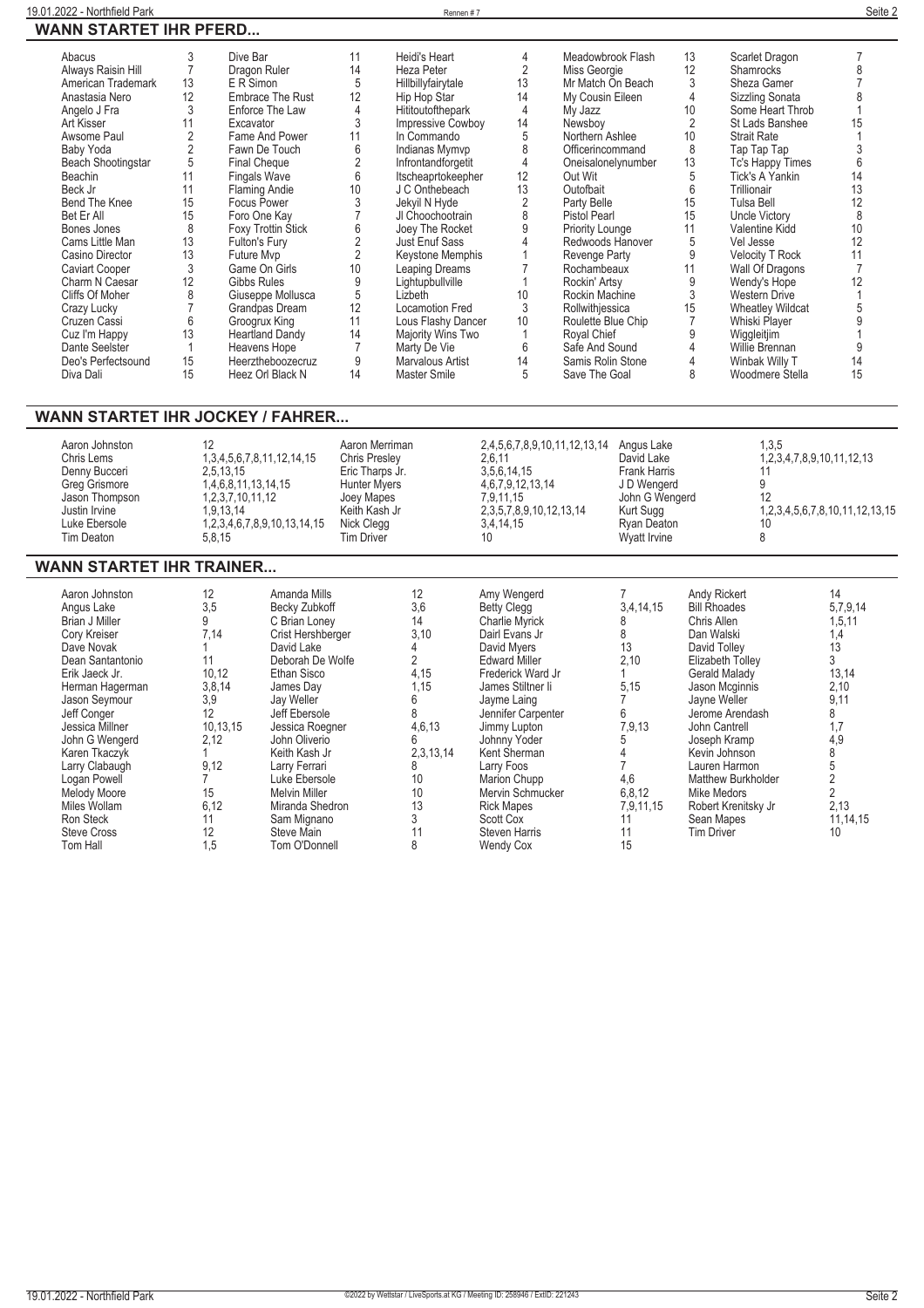## WANN STARTET IHR PFERD...

| Pferd | Rennen | Pferd | Rennen | Pferd | Rennen | Pferd | Rennen | Pferd | Rennen |
|---|---|---|---|---|---|---|---|---|---|
| Abacus | 3 | Dive Bar | 11 | Heidi's Heart | 4 | Meadowbrook Flash | 13 | Scarlet Dragon | 7 |
| Always Raisin Hill | 7 | Dragon Ruler | 14 | Heza Peter | 2 | Miss Georgie | 12 | Shamrocks | 8 |
| American Trademark | 13 | E R Simon | 5 | Hillbillyfairytale | 13 | Mr Match On Beach | 3 | Sheza Gamer | 7 |
| Anastasia Nero | 12 | Embrace The Rust | 12 | Hip Hop Star | 14 | My Cousin Eileen | 4 | Sizzling Sonata | 8 |
| Angelo J Fra | 3 | Enforce The Law | 4 | Hititoutofthepark | 4 | My Jazz | 10 | Some Heart Throb | 1 |
| Art Kisser | 11 | Excavator | 3 | Impressive Cowboy | 14 | Newsboy | 2 | St Lads Banshee | 15 |
| Awsome Paul | 2 | Fame And Power | 11 | In Commando | 5 | Northern Ashlee | 10 | Strait Rate | 1 |
| Baby Yoda | 2 | Fawn De Touch | 6 | Indianas Mymvp | 8 | Officerincommand | 8 | Tap Tap Tap | 3 |
| Beach Shootingstar | 5 | Final Cheque | 2 | Infrontandforgetit | 4 | Oneisalonelynumber | 13 | Tc's Happy Times | 6 |
| Beachin | 11 | Fingals Wave | 6 | Itscheaprtokeepher | 12 | Out Wit | 5 | Tick's A Yankin | 14 |
| Beck Jr | 11 | Flaming Andie | 10 | J C Onthebeach | 13 | Outofbait | 6 | Trillionair | 13 |
| Bend The Knee | 15 | Focus Power | 3 | Jekyil N Hyde | 2 | Party Belle | 15 | Tulsa Bell | 12 |
| Bet Er All | 15 | Foro One Kay | 7 | Jl Choochootrain | 8 | Pistol Pearl | 15 | Uncle Victory | 8 |
| Bones Jones | 8 | Foxy Trottin Stick | 6 | Joey The Rocket | 9 | Priority Lounge | 11 | Valentine Kidd | 10 |
| Cams Little Man | 13 | Fulton's Fury | 2 | Just Enuf Sass | 4 | Redwoods Hanover | 5 | Vel Jesse | 12 |
| Casino Director | 13 | Future Mvp | 2 | Keystone Memphis | 1 | Revenge Party | 9 | Velocity T Rock | 11 |
| Caviart Cooper | 3 | Game On Girls | 10 | Leaping Dreams | 7 | Rochambeaux | 11 | Wall Of Dragons | 7 |
| Charm N Caesar | 12 | Gibbs Rules | 9 | Lightupbullville | 1 | Rockin' Artsy | 9 | Wendy's Hope | 12 |
| Cliffs Of Moher | 8 | Giuseppe Mollusca | 5 | Lizbeth | 10 | Rockin Machine | 3 | Western Drive | 1 |
| Crazy Lucky | 7 | Grandpas Dream | 12 | Locamotion Fred | 3 | Rollwithjessica | 15 | Wheatley Wildcat | 5 |
| Cruzen Cassi | 6 | Groogrux King | 11 | Lous Flashy Dancer | 10 | Roulette Blue Chip | 7 | Whiski Player | 9 |
| Cuz I'm Happy | 13 | Heartland Dandy | 14 | Majority Wins Two | 1 | Royal Chief | 9 | Wiggleitjim | 1 |
| Dante Seelster | 1 | Heavens Hope | 7 | Marty De Vie | 6 | Safe And Sound | 4 | Willie Brennan | 9 |
| Deo's Perfectsound | 15 | Heerztheboozecruz | 9 | Marvalous Artist | 14 | Samis Rolin Stone | 4 | Winbak Willy T | 14 |
| Diva Dali | 15 | Heez Orl Black N | 14 | Master Smile | 5 | Save The Goal | 8 | Woodmere Stella | 15 |

## WANN STARTET IHR JOCKEY / FAHRER...

| Jockey / Fahrer | Rennen | Jockey / Fahrer | Rennen | Jockey / Fahrer | Rennen |
|---|---|---|---|---|---|
| Aaron Johnston | 12 | Aaron Merriman | 2,4,5,6,7,8,9,10,11,12,13,14 | Angus Lake | 1,3,5 |
| Chris Lems | 1,3,4,5,6,7,8,11,12,14,15 | Chris Presley | 2,6,11 | David Lake | 1,2,3,4,7,8,9,10,11,12,13 |
| Denny Bucceri | 2,5,13,15 | Eric Tharps Jr. | 3,5,6,14,15 | Frank Harris | 11 |
| Greg Grismore | 1,4,6,8,11,13,14,15 | Hunter Myers | 4,6,7,9,12,13,14 | J D Wengerd | 9 |
| Jason Thompson | 1,2,3,7,10,11,12 | Joey Mapes | 7,9,11,15 | John G Wengerd | 12 |
| Justin Irvine | 1,9,13,14 | Keith Kash Jr | 2,3,5,7,8,9,10,12,13,14 | Kurt Sugg | 1,2,3,4,5,6,7,8,10,11,12,13,15 |
| Luke Ebersole | 1,2,3,4,6,7,8,9,10,13,14,15 | Nick Clegg | 3,4,14,15 | Ryan Deaton | 10 |
| Tim Deaton | 5,8,15 | Tim Driver | 10 | Wyatt Irvine | 8 |

## WANN STARTET IHR TRAINER...

| Trainer | Rennen | Trainer | Rennen | Trainer | Rennen | Trainer | Rennen |
|---|---|---|---|---|---|---|---|
| Aaron Johnston | 12 | Amanda Mills | 12 | Amy Wengerd | 7 | Andy Rickert | 14 |
| Angus Lake | 3,5 | Becky Zubkoff | 3,6 | Betty Clegg | 3,4,14,15 | Bill Rhoades | 5,7,9,14 |
| Brian J Miller | 9 | C Brian Loney | 14 | Charlie Myrick | 8 | Chris Allen | 1,5,11 |
| Cory Kreiser | 7,14 | Crist Hershberger | 3,10 | Dairl Evans Jr | 8 | Dan Walski | 1,4 |
| Dave Novak | 1 | David Lake | 4 | David Myers | 13 | David Tolley | 13 |
| Dean Santantonio | 11 | Deborah De Wolfe | 2 | Edward Miller | 2,10 | Elizabeth Tolley | 3 |
| Erik Jaeck Jr. | 10,12 | Ethan Sisco | 4,15 | Frederick Ward Jr | 1 | Gerald Malady | 13,14 |
| Herman Hagerman | 3,8,14 | James Day | 1,15 | James Stiltner Ii | 5,15 | Jason Mcginnis | 2,10 |
| Jason Seymour | 3,9 | Jay Weller | 6 | Jayme Laing | 7 | Jayne Weller | 9,11 |
| Jeff Conger | 12 | Jeff Ebersole | 8 | Jennifer Carpenter | 6 | Jerome Arendash | 8 |
| Jessica Millner | 10,13,15 | Jessica Roegner | 4,6,13 | Jimmy Lupton | 7,9,13 | John Cantrell | 1,7 |
| John G Wengerd | 2,12 | John Oliverio | 6 | Johnny Yoder | 5 | Joseph Kramp | 4,9 |
| Karen Tkaczyk | 1 | Keith Kash Jr | 2,3,13,14 | Kent Sherman | 4 | Kevin Johnson | 8 |
| Larry Clabaugh | 9,12 | Larry Ferrari | 8 | Larry Foos | 7 | Lauren Harmon | 5 |
| Logan Powell | 7 | Luke Ebersole | 10 | Marion Chupp | 4,6 | Matthew Burkholder | 2 |
| Melody Moore | 15 | Melvin Miller | 10 | Mervin Schmucker | 6,8,12 | Mike Medors | 2 |
| Miles Wollam | 6,12 | Miranda Shedron | 13 | Rick Mapes | 7,9,11,15 | Robert Krenitsky Jr | 2,13 |
| Ron Steck | 11 | Sam Mignano | 3 | Scott Cox | 11 | Sean Mapes | 11,14,15 |
| Steve Cross | 12 | Steve Main | 11 | Steven Harris | 11 | Tim Driver | 10 |
| Tom Hall | 1,5 | Tom O'Donnell | 8 | Wendy Cox | 15 | | |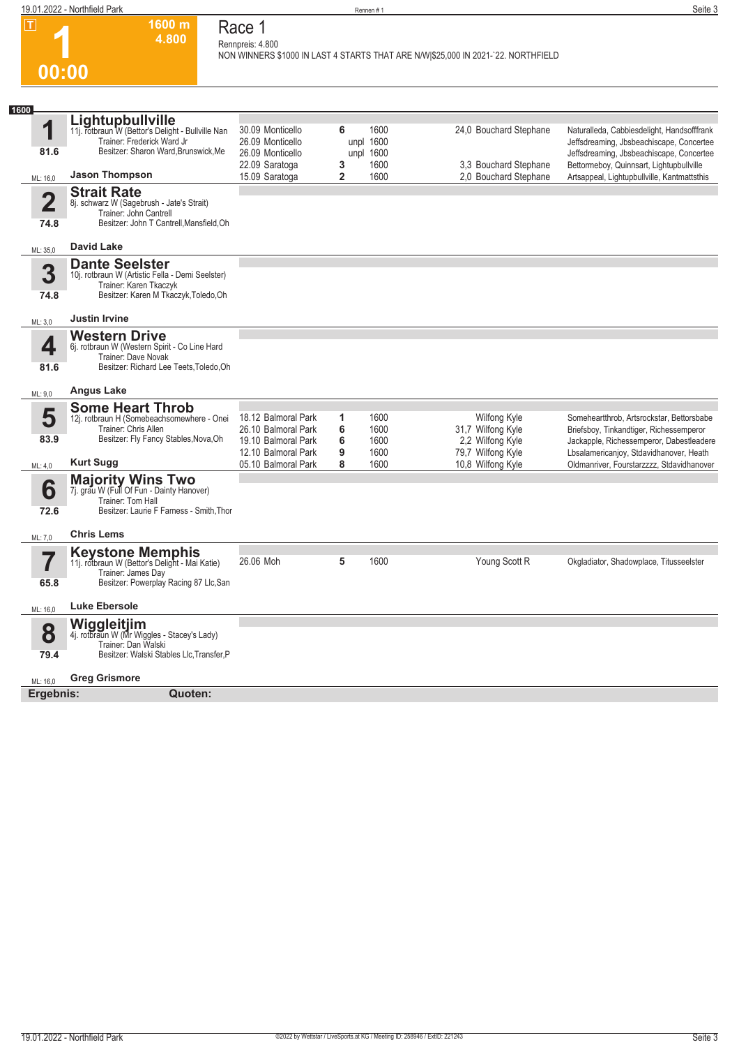# Race 1

**1** — 00:00 — 1600 m — 4.800

Rennpreis: 4.800

NON WINNERS $1000 IN LAST 4 STARTS THAT ARE N/W|$25,000 IN 2021-`22. NORTHFIELD

**1600**

## 1 Lightupbullville

11j. rotbraun W (Bettor's Delight - Bullville Nan
Trainer: Frederick Ward Jr
Besitzer: Sharon Ward,Brunswick,Me

81.6 — ML: 16,0 — **Jason Thompson**

| Datum | Bahn | Platz | Distanz | Quote | Fahrer | Einlauf |
|---|---|---|---|---|---|---|
| 30.09 | Monticello | 6 | 1600 | 24,0 | Bouchard Stephane | Naturalleda, Cabbiesdelight, Handsofffrank |
| 26.09 | Monticello | unpl | 1600 | | | Jeffsdreaming, Jbsbeachiscape, Concertee |
| 26.09 | Monticello | unpl | 1600 | | | Jeffsdreaming, Jbsbeachiscape, Concertee |
| 22.09 | Saratoga | 3 | 1600 | 3,3 | Bouchard Stephane | Bettormeboy, Quinnsart, Lightupbullville |
| 15.09 | Saratoga | 2 | 1600 | 2,0 | Bouchard Stephane | Artsappeal, Lightupbullville, Kantmattsthis |

## 2 Strait Rate

8j. schwarz W (Sagebrush - Jate's Strait)
Trainer: John Cantrell
Besitzer: John T Cantrell,Mansfield,Oh

74.8 — ML: 35,0 — **David Lake**

## 3 Dante Seelster

10j. rotbraun W (Artistic Fella - Demi Seelster)
Trainer: Karen Tkaczyk
Besitzer: Karen M Tkaczyk,Toledo,Oh

74.8 — ML: 3,0 — **Justin Irvine**

## 4 Western Drive

6j. rotbraun W (Western Spirit - Co Line Hard
Trainer: Dave Novak
Besitzer: Richard Lee Teets,Toledo,Oh

81.6 — ML: 9,0 — **Angus Lake**

## 5 Some Heart Throb

12j. rotbraun H (Somebeachsomewhere - Onei
Trainer: Chris Allen
Besitzer: Fly Fancy Stables,Nova,Oh

83.9 — ML: 4,0 — **Kurt Sugg**

| Datum | Bahn | Platz | Distanz | Quote | Fahrer | Einlauf |
|---|---|---|---|---|---|---|
| 18.12 | Balmoral Park | 1 | 1600 | | Wilfong Kyle | Someheartthrob, Artsrockstar, Bettorsbabe |
| 26.10 | Balmoral Park | 6 | 1600 | 31,7 | Wilfong Kyle | Briefsboy, Tinkandtiger, Richessemperor |
| 19.10 | Balmoral Park | 6 | 1600 | 2,2 | Wilfong Kyle | Jackapple, Richessemperor, Dabestleadere |
| 12.10 | Balmoral Park | 9 | 1600 | 79,7 | Wilfong Kyle | Lbsalamericanjoy, Stdavidhanover, Heath |
| 05.10 | Balmoral Park | 8 | 1600 | 10,8 | Wilfong Kyle | Oldmanriver, Fourstarzzzz, Stdavidhanover |

## 6 Majority Wins Two

7j. grau W (Full Of Fun - Dainty Hanover)
Trainer: Tom Hall
Besitzer: Laurie F Farness - Smith,Thor

72.6 — ML: 7,0 — **Chris Lems**

## 7 Keystone Memphis

11j. rotbraun W (Bettor's Delight - Mai Katie)
Trainer: James Day
Besitzer: Powerplay Racing 87 Llc,San

65.8 — ML: 16,0 — **Luke Ebersole**

| Datum | Bahn | Platz | Distanz | Quote | Fahrer | Einlauf |
|---|---|---|---|---|---|---|
| 26.06 | Moh | 5 | 1600 | | Young Scott R | Okgladiator, Shadowplace, Titusseelster |

## 8 Wiggleitjim

4j. rotbraun W (Mr Wiggles - Stacey's Lady)
Trainer: Dan Walski
Besitzer: Walski Stables Llc,Transfer,P

79.4 — ML: 16,0 — **Greg Grismore**

**Ergebnis:** **Quoten:**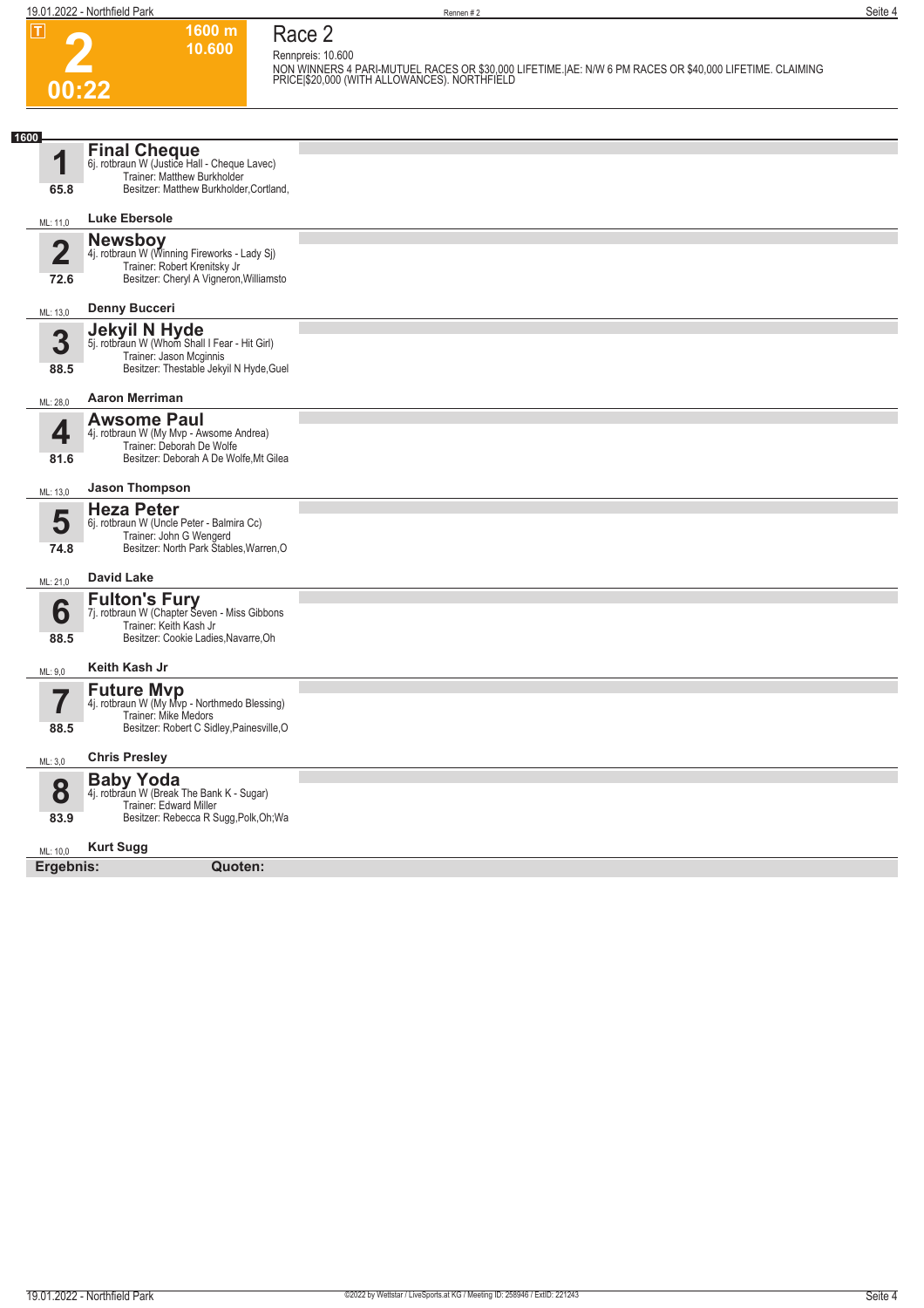**T**

# 2

**00:22**

**1600 m**
**10.600**

## Race 2

Rennpreis: 10.600

NON WINNERS 4 PARI-MUTUEL RACES OR $30,000 LIFETIME.|AE: N/W 6 PM RACES OR $40,000 LIFETIME. CLAIMING PRICE|$20,000 (WITH ALLOWANCES). NORTHFIELD

**1600**

### 1 Final Cheque
6j. rotbraun W (Justice Hall - Cheque Lavec)
Trainer: Matthew Burkholder
Besitzer: Matthew Burkholder,Cortland,
65.8
ML: 11,0 — **Luke Ebersole**

### 2 Newsboy
4j. rotbraun W (Winning Fireworks - Lady Sj)
Trainer: Robert Krenitsky Jr
Besitzer: Cheryl A Vigneron,Williamsto
72.6
ML: 13,0 — **Denny Bucceri**

### 3 Jekyil N Hyde
5j. rotbraun W (Whom Shall I Fear - Hit Girl)
Trainer: Jason Mcginnis
Besitzer: Thestable Jekyil N Hyde,Guel
88.5
ML: 28,0 — **Aaron Merriman**

### 4 Awsome Paul
4j. rotbraun W (My Mvp - Awsome Andrea)
Trainer: Deborah De Wolfe
Besitzer: Deborah A De Wolfe,Mt Gilea
81.6
ML: 13,0 — **Jason Thompson**

### 5 Heza Peter
6j. rotbraun W (Uncle Peter - Balmira Cc)
Trainer: John G Wengerd
Besitzer: North Park Stables,Warren,O
74.8
ML: 21,0 — **David Lake**

### 6 Fulton's Fury
7j. rotbraun W (Chapter Seven - Miss Gibbons
Trainer: Keith Kash Jr
Besitzer: Cookie Ladies,Navarre,Oh
88.5
ML: 9,0 — **Keith Kash Jr**

### 7 Future Mvp
4j. rotbraun W (My Mvp - Northmedo Blessing)
Trainer: Mike Medors
Besitzer: Robert C Sidley,Painesville,O
88.5
ML: 3,0 — **Chris Presley**

### 8 Baby Yoda
4j. rotbraun W (Break The Bank K - Sugar)
Trainer: Edward Miller
Besitzer: Rebecca R Sugg,Polk,Oh;Wa
83.9
ML: 10,0 — **Kurt Sugg**

**Ergebnis:** **Quoten:**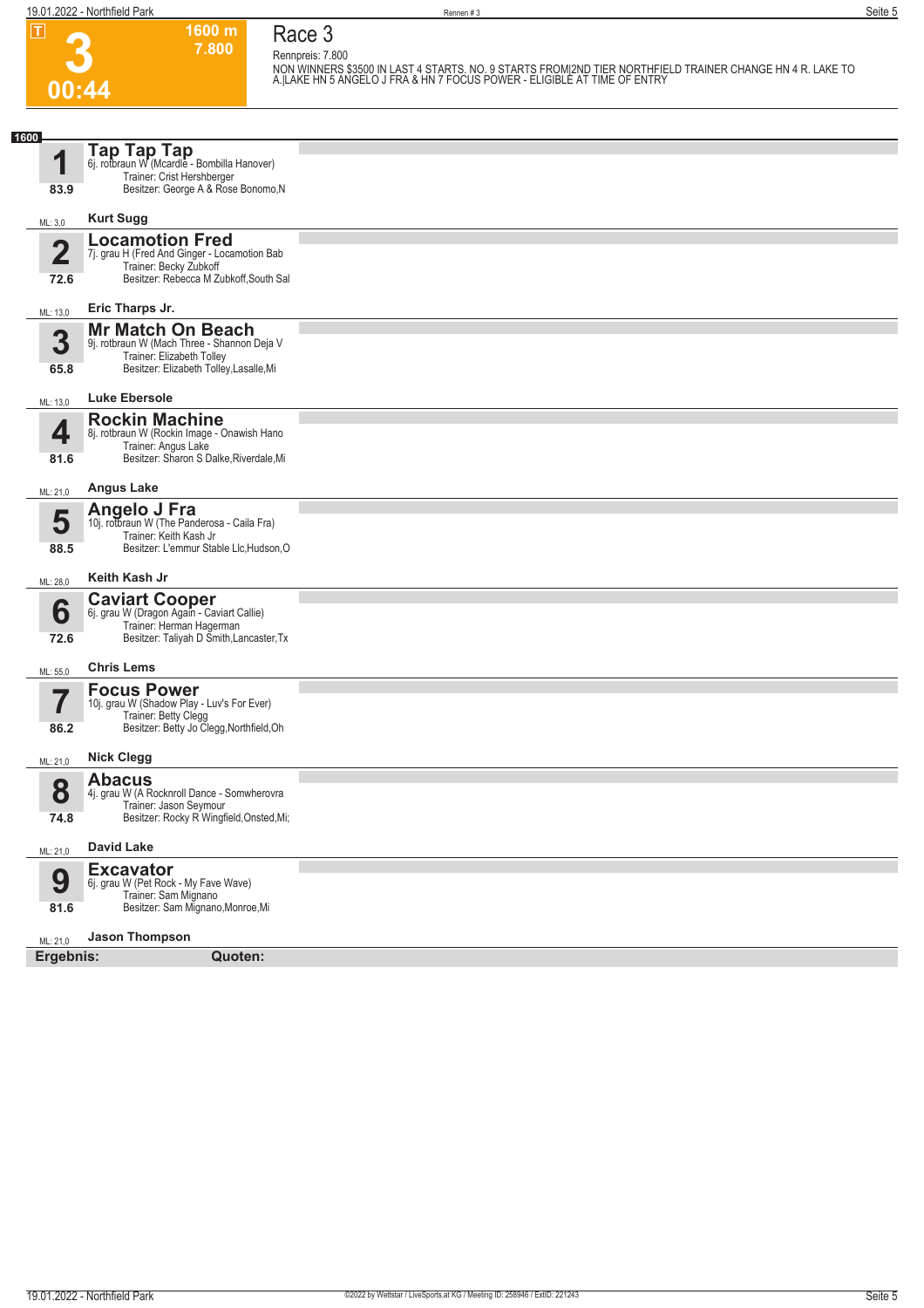**T**

# 3

**00:44**

**1600 m**
**7.800**

## Race 3

Rennpreis: 7.800

NON WINNERS $3500 IN LAST 4 STARTS. NO. 9 STARTS FROM|2ND TIER NORTHFIELD TRAINER CHANGE HN 4 R. LAKE TO A.|LAKE HN 5 ANGELO J FRA & HN 7 FOCUS POWER - ELIGIBLE AT TIME OF ENTRY

**1600**

**1** **Tap Tap Tap**
6j. rotbraun W (Mcardle - Bombilla Hanover)
Trainer: Crist Hershberger
Besitzer: George A & Rose Bonomo,N
83.9
ML: 3,0 **Kurt Sugg**

**2** **Locamotion Fred**
7j. grau H (Fred And Ginger - Locamotion Bab
Trainer: Becky Zubkoff
Besitzer: Rebecca M Zubkoff,South Sal
72.6
ML: 13,0 **Eric Tharps Jr.**

**3** **Mr Match On Beach**
9j. rotbraun W (Mach Three - Shannon Deja V
Trainer: Elizabeth Tolley
Besitzer: Elizabeth Tolley,Lasalle,Mi
65.8
ML: 13,0 **Luke Ebersole**

**4** **Rockin Machine**
8j. rotbraun W (Rockin Image - Onawish Hano
Trainer: Angus Lake
Besitzer: Sharon S Dalke,Riverdale,Mi
81.6
ML: 21,0 **Angus Lake**

**5** **Angelo J Fra**
10j. rotbraun W (The Panderosa - Caila Fra)
Trainer: Keith Kash Jr
Besitzer: L'emmur Stable Llc,Hudson,O
88.5
ML: 28,0 **Keith Kash Jr**

**6** **Caviart Cooper**
6j. grau W (Dragon Again - Caviart Callie)
Trainer: Herman Hagerman
Besitzer: Taliyah D Smith,Lancaster,Tx
72.6
ML: 55,0 **Chris Lems**

**7** **Focus Power**
10j. grau W (Shadow Play - Luv's For Ever)
Trainer: Betty Clegg
Besitzer: Betty Jo Clegg,Northfield,Oh
86.2
ML: 21,0 **Nick Clegg**

**8** **Abacus**
4j. grau W (A Rocknroll Dance - Somwherovra
Trainer: Jason Seymour
Besitzer: Rocky R Wingfield,Onsted,Mi;
74.8
ML: 21,0 **David Lake**

**9** **Excavator**
6j. grau W (Pet Rock - My Fave Wave)
Trainer: Sam Mignano
Besitzer: Sam Mignano,Monroe,Mi
81.6
ML: 21,0 **Jason Thompson**

**Ergebnis:** **Quoten:**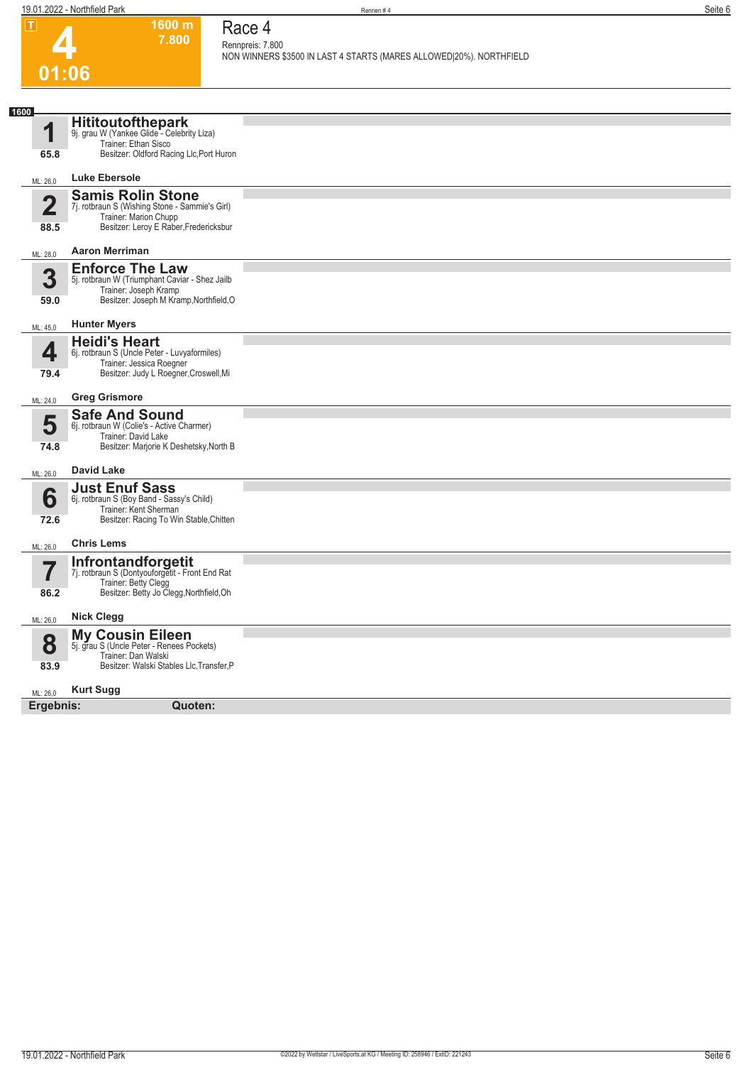# Race 4

**T** **4** 01:06

**1600 m** 7.800

Rennpreis: 7.800

NON WINNERS $3500 IN LAST 4 STARTS (MARES ALLOWED|20%). NORTHFIELD

**1600**

## 1 Hititoutofthepark
9j. grau W (Yankee Glide - Celebrity Liza)
Trainer: Ethan Sisco
Besitzer: Oldford Racing Llc,Port Huron
65.8
ML: 26,0 — **Luke Ebersole**

## 2 Samis Rolin Stone
7j. rotbraun S (Wishing Stone - Sammie's Girl)
Trainer: Marion Chupp
Besitzer: Leroy E Raber,Fredericksbur
88.5
ML: 28,0 — **Aaron Merriman**

## 3 Enforce The Law
5j. rotbraun W (Triumphant Caviar - Shez Jailb
Trainer: Joseph Kramp
Besitzer: Joseph M Kramp,Northfield,O
59.0
ML: 45,0 — **Hunter Myers**

## 4 Heidi's Heart
6j. rotbraun S (Uncle Peter - Luvyaformiles)
Trainer: Jessica Roegner
Besitzer: Judy L Roegner,Croswell,Mi
79.4
ML: 24,0 — **Greg Grismore**

## 5 Safe And Sound
6j. rotbraun W (Colie's - Active Charmer)
Trainer: David Lake
Besitzer: Marjorie K Deshetsky,North B
74.8
ML: 26,0 — **David Lake**

## 6 Just Enuf Sass
6j. rotbraun S (Boy Band - Sassy's Child)
Trainer: Kent Sherman
Besitzer: Racing To Win Stable,Chitten
72.6
ML: 26,0 — **Chris Lems**

## 7 Infrontandforgetit
7j. rotbraun S (Dontyouforgetit - Front End Rat
Trainer: Betty Clegg
Besitzer: Betty Jo Clegg,Northfield,Oh
86.2
ML: 26,0 — **Nick Clegg**

## 8 My Cousin Eileen
5j. grau S (Uncle Peter - Renees Pockets)
Trainer: Dan Walski
Besitzer: Walski Stables Llc,Transfer,P
83.9
ML: 26,0 — **Kurt Sugg**

**Ergebnis:** **Quoten:**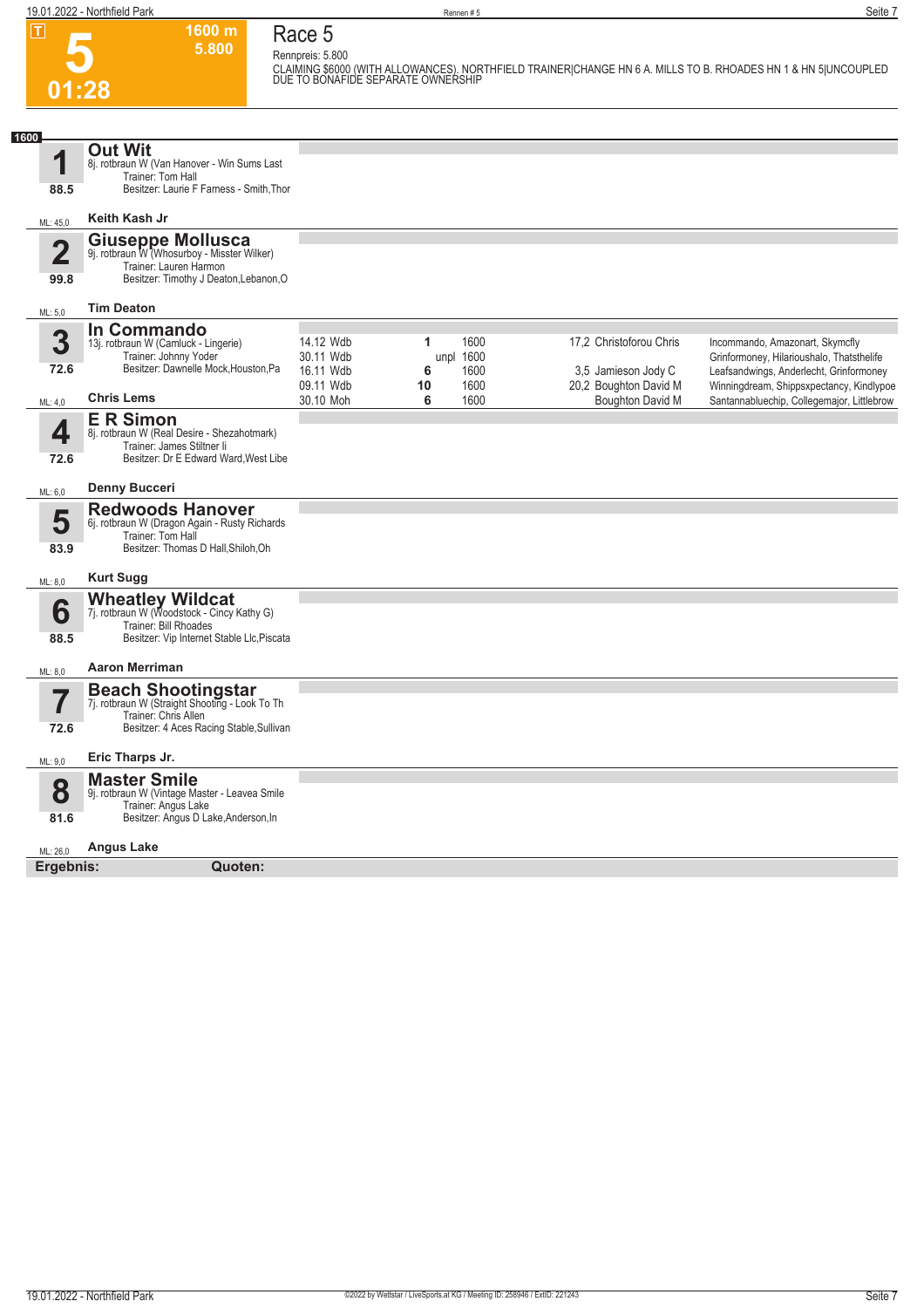# Race 5

**5** — 01:28 — 1600 m — 5.800

Rennpreis: 5.800

CLAIMING $6000 (WITH ALLOWANCES). NORTHFIELD TRAINER|CHANGE HN 6 A. MILLS TO B. RHOADES HN 1 & HN 5|UNCOUPLED DUE TO BONAFIDE SEPARATE OWNERSHIP

**1600**

## 1 Out Wit
8j. rotbraun W (Van Hanover - Win Sums Last
Trainer: Tom Hall
Besitzer: Laurie F Farness - Smith,Thor
88.5
ML: 45,0 — **Keith Kash Jr**

## 2 Giuseppe Mollusca
9j. rotbraun W (Whosurboy - Misster Wilker)
Trainer: Lauren Harmon
Besitzer: Timothy J Deaton,Lebanon,O
99.8
ML: 5,0 — **Tim Deaton**

## 3 In Commando
13j. rotbraun W (Camluck - Lingerie)
Trainer: Johnny Yoder
Besitzer: Dawnelle Mock,Houston,Pa
72.6
ML: 4,0 — **Chris Lems**

| Datum | Platz | Distanz | Quote | Fahrer | Einlauf |
|---|---|---|---|---|---|
| 14.12 Wdb | 1 | 1600 | 17,2 | Christoforou Chris | Incommando, Amazonart, Skymcfly |
| 30.11 Wdb | unpl | 1600 | | | Grinformoney, Hilarioushalo, Thatsthelife |
| 16.11 Wdb | 6 | 1600 | 3,5 | Jamieson Jody C | Leafsandwings, Anderlecht, Grinformoney |
| 09.11 Wdb | 10 | 1600 | 20,2 | Boughton David M | Winningdream, Shippsxpectancy, Kindlypoe |
| 30.10 Moh | 6 | 1600 | | Boughton David M | Santannabluechip, Collegemajor, Littlebrow |

## 4 E R Simon
8j. rotbraun W (Real Desire - Shezahotmark)
Trainer: James Stiltner Ii
Besitzer: Dr E Edward Ward,West Libe
72.6
ML: 6,0 — **Denny Bucceri**

## 5 Redwoods Hanover
6j. rotbraun W (Dragon Again - Rusty Richards
Trainer: Tom Hall
Besitzer: Thomas D Hall,Shiloh,Oh
83.9
ML: 8,0 — **Kurt Sugg**

## 6 Wheatley Wildcat
7j. rotbraun W (Woodstock - Cincy Kathy G)
Trainer: Bill Rhoades
Besitzer: Vip Internet Stable Llc,Piscata
88.5
ML: 8,0 — **Aaron Merriman**

## 7 Beach Shootingstar
7j. rotbraun W (Straight Shooting - Look To Th
Trainer: Chris Allen
Besitzer: 4 Aces Racing Stable,Sullivan
72.6
ML: 9,0 — **Eric Tharps Jr.**

## 8 Master Smile
9j. rotbraun W (Vintage Master - Leavea Smile
Trainer: Angus Lake
Besitzer: Angus D Lake,Anderson,In
81.6
ML: 26,0 — **Angus Lake**

**Ergebnis:** **Quoten:**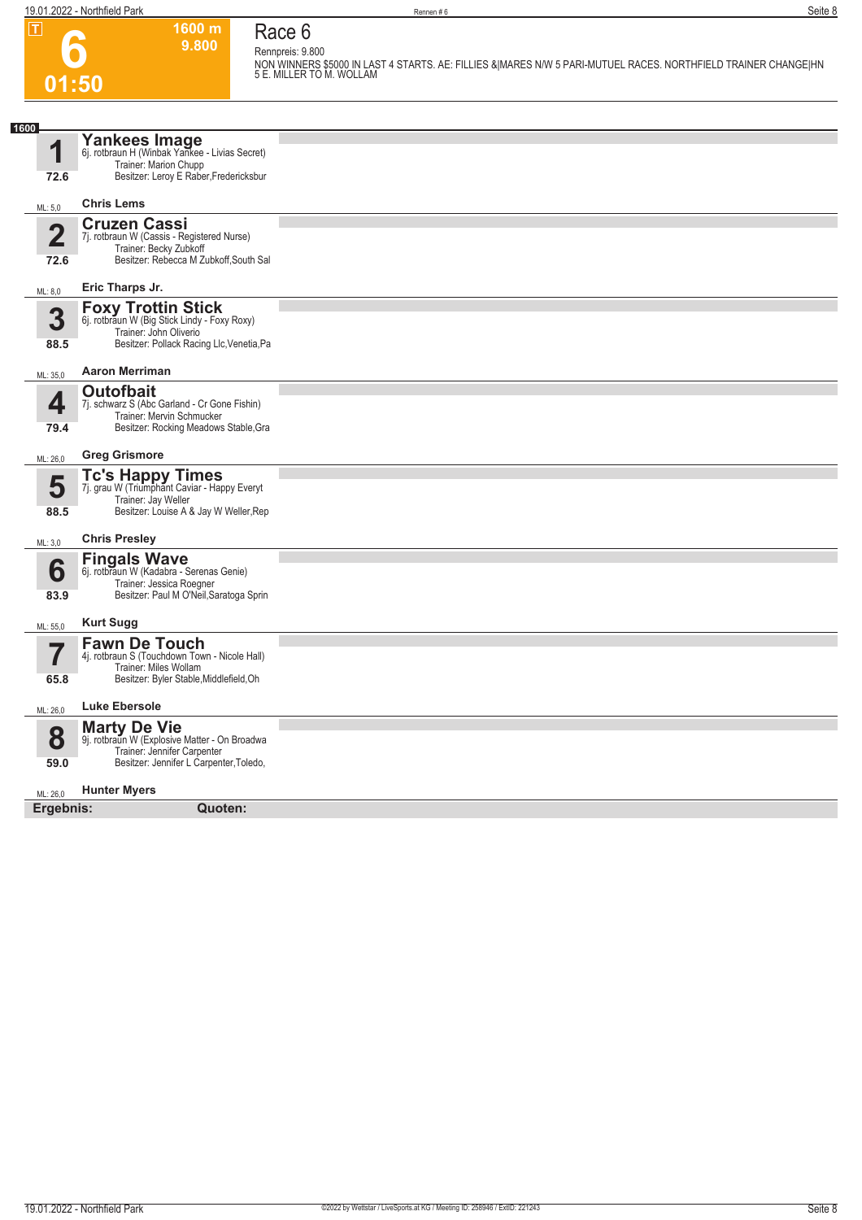# 6

**1600 m**
**9.800**

**01:50**

## Race 6

Rennpreis: 9.800

NON WINNERS $5000 IN LAST 4 STARTS. AE: FILLIES &|MARES N/W 5 PARI-MUTUEL RACES. NORTHFIELD TRAINER CHANGE|HN 5 E. MILLER TO M. WOLLAM

**1600**

| Nr. | Pferd | Fahrer |
|---|---|---|
| **1** (72.6, ML: 5,0) | **Yankees Image**<br>6j. rotbraun H (Winbak Yankee - Livias Secret)<br>Trainer: Marion Chupp<br>Besitzer: Leroy E Raber,Fredericksbur | **Chris Lems** |
| **2** (72.6, ML: 8,0) | **Cruzen Cassi**<br>7j. rotbraun W (Cassis - Registered Nurse)<br>Trainer: Becky Zubkoff<br>Besitzer: Rebecca M Zubkoff,South Sal | **Eric Tharps Jr.** |
| **3** (88.5, ML: 35,0) | **Foxy Trottin Stick**<br>6j. rotbraun W (Big Stick Lindy - Foxy Roxy)<br>Trainer: John Oliverio<br>Besitzer: Pollack Racing Llc,Venetia,Pa | **Aaron Merriman** |
| **4** (79.4, ML: 26,0) | **Outofbait**<br>7j. schwarz S (Abc Garland - Cr Gone Fishin)<br>Trainer: Mervin Schmucker<br>Besitzer: Rocking Meadows Stable,Gra | **Greg Grismore** |
| **5** (88.5, ML: 3,0) | **Tc's Happy Times**<br>7j. grau W (Triumphant Caviar - Happy Everyt<br>Trainer: Jay Weller<br>Besitzer: Louise A & Jay W Weller,Rep | **Chris Presley** |
| **6** (83.9, ML: 55,0) | **Fingals Wave**<br>6j. rotbraun W (Kadabra - Serenas Genie)<br>Trainer: Jessica Roegner<br>Besitzer: Paul M O'Neil,Saratoga Sprin | **Kurt Sugg** |
| **7** (65.8, ML: 26,0) | **Fawn De Touch**<br>4j. rotbraun S (Touchdown Town - Nicole Hall)<br>Trainer: Miles Wollam<br>Besitzer: Byler Stable,Middlefield,Oh | **Luke Ebersole** |
| **8** (59.0, ML: 26,0) | **Marty De Vie**<br>9j. rotbraun W (Explosive Matter - On Broadwa<br>Trainer: Jennifer Carpenter<br>Besitzer: Jennifer L Carpenter,Toledo, | **Hunter Myers** |

**Ergebnis:** **Quoten:**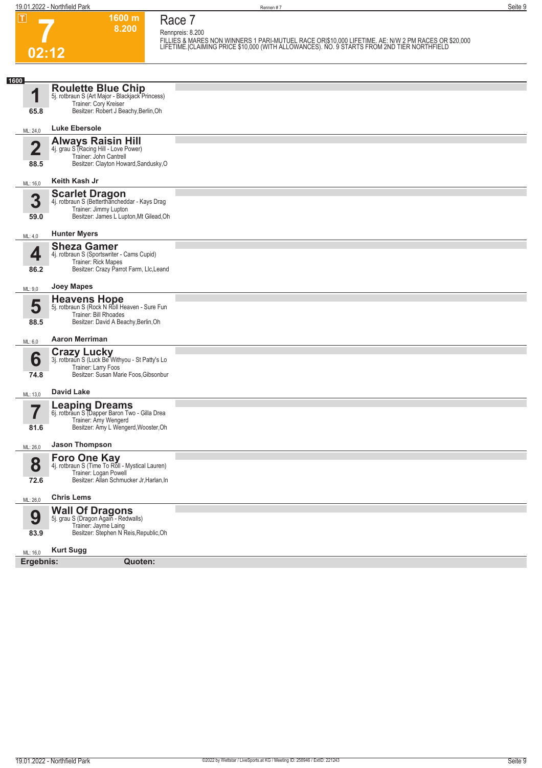# Race 7

**7** — 1600 m — 8.200 — 02:12

Rennpreis: 8.200

FILLIES & MARES NON WINNERS 1 PARI-MUTUEL RACE OR|$10,000 LIFETIME. AE: N/W 2 PM RACES OR $20,000 LIFETIME.|CLAIMING PRICE $10,000 (WITH ALLOWANCES). NO. 9 STARTS FROM 2ND TIER NORTHFIELD

**1600**

## 1 Roulette Blue Chip
5j. rotbraun S (Art Major - Blackjack Princess)
Trainer: Cory Kreiser
Besitzer: Robert J Beachy,Berlin,Oh
65.8
ML: 24,0 — **Luke Ebersole**

## 2 Always Raisin Hill
4j. grau S (Racing Hill - Love Power)
Trainer: John Cantrell
Besitzer: Clayton Howard,Sandusky,O
88.5
ML: 16,0 — **Keith Kash Jr**

## 3 Scarlet Dragon
4j. rotbraun S (Betterthancheddar - Kays Drag
Trainer: Jimmy Lupton
Besitzer: James L Lupton,Mt Gilead,Oh
59.0
ML: 4,0 — **Hunter Myers**

## 4 Sheza Gamer
4j. rotbraun S (Sportswriter - Cams Cupid)
Trainer: Rick Mapes
Besitzer: Crazy Parrot Farm, Llc,Leand
86.2
ML: 9,0 — **Joey Mapes**

## 5 Heavens Hope
5j. rotbraun S (Rock N Roll Heaven - Sure Fun
Trainer: Bill Rhoades
Besitzer: David A Beachy,Berlin,Oh
88.5
ML: 6,0 — **Aaron Merriman**

## 6 Crazy Lucky
3j. rotbraun S (Luck Be Withyou - St Patty's Lo
Trainer: Larry Foos
Besitzer: Susan Marie Foos,Gibsonbur
74.8
ML: 13,0 — **David Lake**

## 7 Leaping Dreams
6j. rotbraun S (Dapper Baron Two - Gilla Drea
Trainer: Amy Wengerd
Besitzer: Amy L Wengerd,Wooster,Oh
81.6
ML: 26,0 — **Jason Thompson**

## 8 Foro One Kay
4j. rotbraun S (Time To Roll - Mystical Lauren)
Trainer: Logan Powell
Besitzer: Allan Schmucker Jr,Harlan,In
72.6
ML: 26,0 — **Chris Lems**

## 9 Wall Of Dragons
5j. grau S (Dragon Again - Redwalls)
Trainer: Jayme Laing
Besitzer: Stephen N Reis,Republic,Oh
83.9
ML: 16,0 — **Kurt Sugg**

**Ergebnis:** **Quoten:**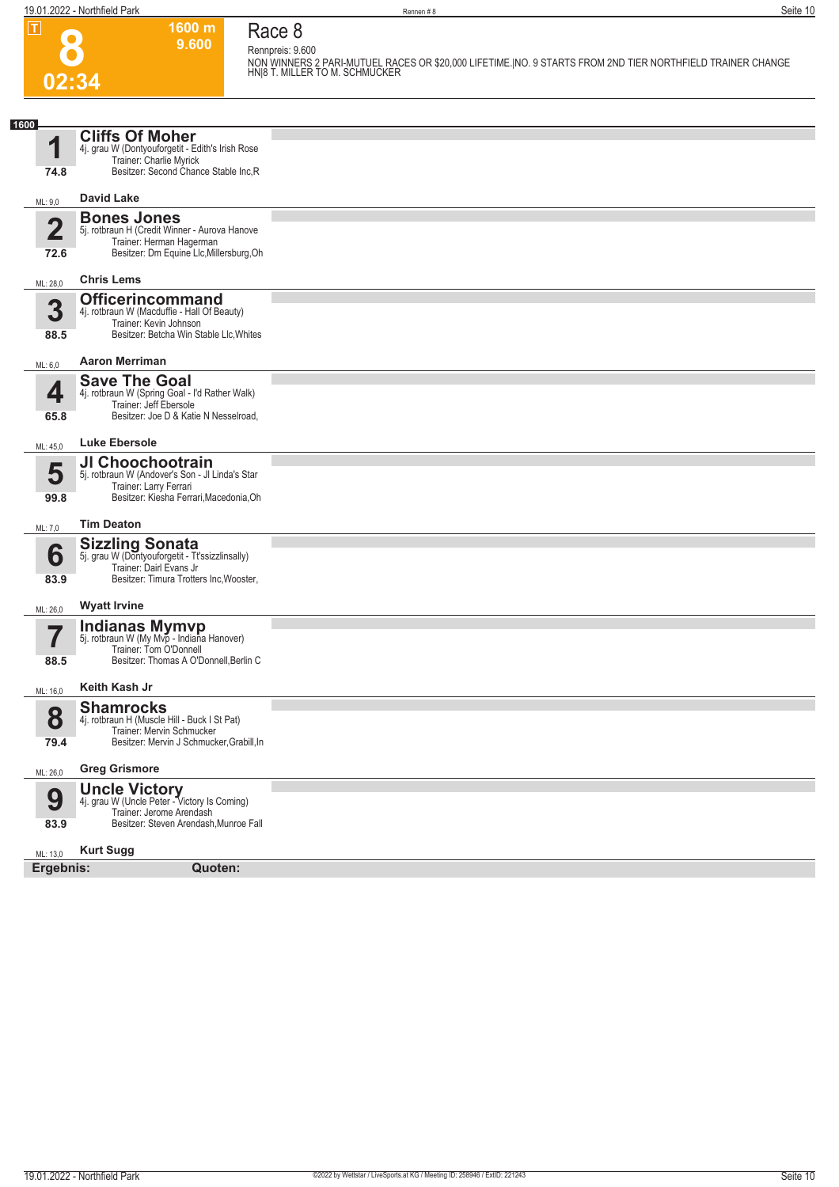# 8

**1600 m**
**9.600**

**02:34**

## Race 8

Rennpreis: 9.600

NON WINNERS 2 PARI-MUTUEL RACES OR $20,000 LIFETIME.|NO. 9 STARTS FROM 2ND TIER NORTHFIELD TRAINER CHANGE HN|8 T. MILLER TO M. SCHMUCKER

**1600**

### 1 Cliffs Of Moher
4j. grau W (Dontyouforgetit - Edith's Irish Rose
Trainer: Charlie Myrick
Besitzer: Second Chance Stable Inc,R
74.8
ML: 9,0 — **David Lake**

### 2 Bones Jones
5j. rotbraun H (Credit Winner - Aurova Hanove
Trainer: Herman Hagerman
Besitzer: Dm Equine Llc,Millersburg,Oh
72.6
ML: 28,0 — **Chris Lems**

### 3 Officerincommand
4j. rotbraun W (Macduffie - Hall Of Beauty)
Trainer: Kevin Johnson
Besitzer: Betcha Win Stable Llc,Whites
88.5
ML: 6,0 — **Aaron Merriman**

### 4 Save The Goal
4j. rotbraun W (Spring Goal - I'd Rather Walk)
Trainer: Jeff Ebersole
Besitzer: Joe D & Katie N Nesselroad,
65.8
ML: 45,0 — **Luke Ebersole**

### 5 Jl Choochootrain
5j. rotbraun W (Andover's Son - Jl Linda's Star
Trainer: Larry Ferrari
Besitzer: Kiesha Ferrari,Macedonia,Oh
99.8
ML: 7,0 — **Tim Deaton**

### 6 Sizzling Sonata
5j. grau W (Dontyouforgetit - Tt'ssizzlinsally)
Trainer: Dairl Evans Jr
Besitzer: Timura Trotters Inc,Wooster,
83.9
ML: 26,0 — **Wyatt Irvine**

### 7 Indianas Mymvp
5j. rotbraun W (My Mvp - Indiana Hanover)
Trainer: Tom O'Donnell
Besitzer: Thomas A O'Donnell,Berlin C
88.5
ML: 16,0 — **Keith Kash Jr**

### 8 Shamrocks
4j. rotbraun H (Muscle Hill - Buck I St Pat)
Trainer: Mervin Schmucker
Besitzer: Mervin J Schmucker,Grabill,In
79.4
ML: 26,0 — **Greg Grismore**

### 9 Uncle Victory
4j. grau W (Uncle Peter - Victory Is Coming)
Trainer: Jerome Arendash
Besitzer: Steven Arendash,Munroe Fall
83.9
ML: 13,0 — **Kurt Sugg**

**Ergebnis:** **Quoten:**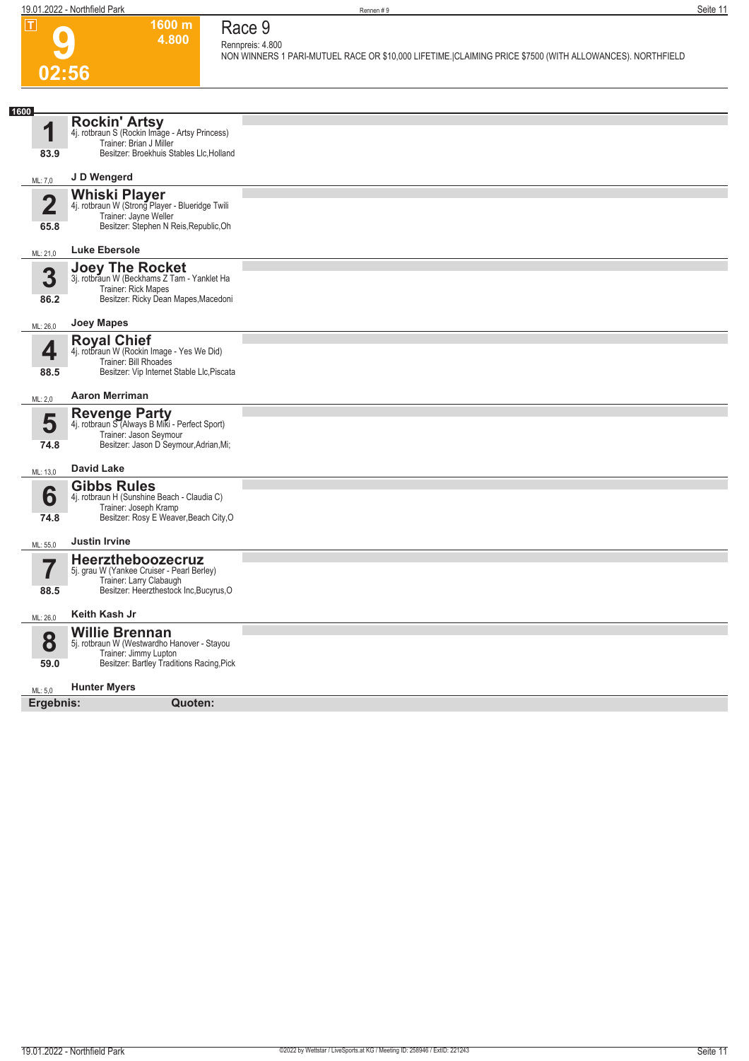# 9

**1600 m**
**4.800**

**02:56**

## Race 9

Rennpreis: 4.800

NON WINNERS 1 PARI-MUTUEL RACE OR $10,000 LIFETIME.|CLAIMING PRICE $7500 (WITH ALLOWANCES). NORTHFIELD

**1600**

### 1 Rockin' Artsy
4j. rotbraun S (Rockin Image - Artsy Princess)
Trainer: Brian J Miller
Besitzer: Broekhuis Stables Llc,Holland
83.9
ML: 7,0 — **J D Wengerd**

### 2 Whiski Player
4j. rotbraun W (Strong Player - Blueridge Twili
Trainer: Jayne Weller
Besitzer: Stephen N Reis,Republic,Oh
65.8
ML: 21,0 — **Luke Ebersole**

### 3 Joey The Rocket
3j. rotbraun W (Beckhams Z Tam - Yanklet Ha
Trainer: Rick Mapes
Besitzer: Ricky Dean Mapes,Macedoni
86.2
ML: 26,0 — **Joey Mapes**

### 4 Royal Chief
4j. rotbraun W (Rockin Image - Yes We Did)
Trainer: Bill Rhoades
Besitzer: Vip Internet Stable Llc,Piscata
88.5
ML: 2,0 — **Aaron Merriman**

### 5 Revenge Party
4j. rotbraun S (Always B Miki - Perfect Sport)
Trainer: Jason Seymour
Besitzer: Jason D Seymour,Adrian,Mi;
74.8
ML: 13,0 — **David Lake**

### 6 Gibbs Rules
4j. rotbraun H (Sunshine Beach - Claudia C)
Trainer: Joseph Kramp
Besitzer: Rosy E Weaver,Beach City,O
74.8
ML: 55,0 — **Justin Irvine**

### 7 Heerztheboozecruz
5j. grau W (Yankee Cruiser - Pearl Berley)
Trainer: Larry Clabaugh
Besitzer: Heerzthestock Inc,Bucyrus,O
88.5
ML: 26,0 — **Keith Kash Jr**

### 8 Willie Brennan
5j. rotbraun W (Westwardho Hanover - Stayou
Trainer: Jimmy Lupton
Besitzer: Bartley Traditions Racing,Pick
59.0
ML: 5,0 — **Hunter Myers**

**Ergebnis:** **Quoten:**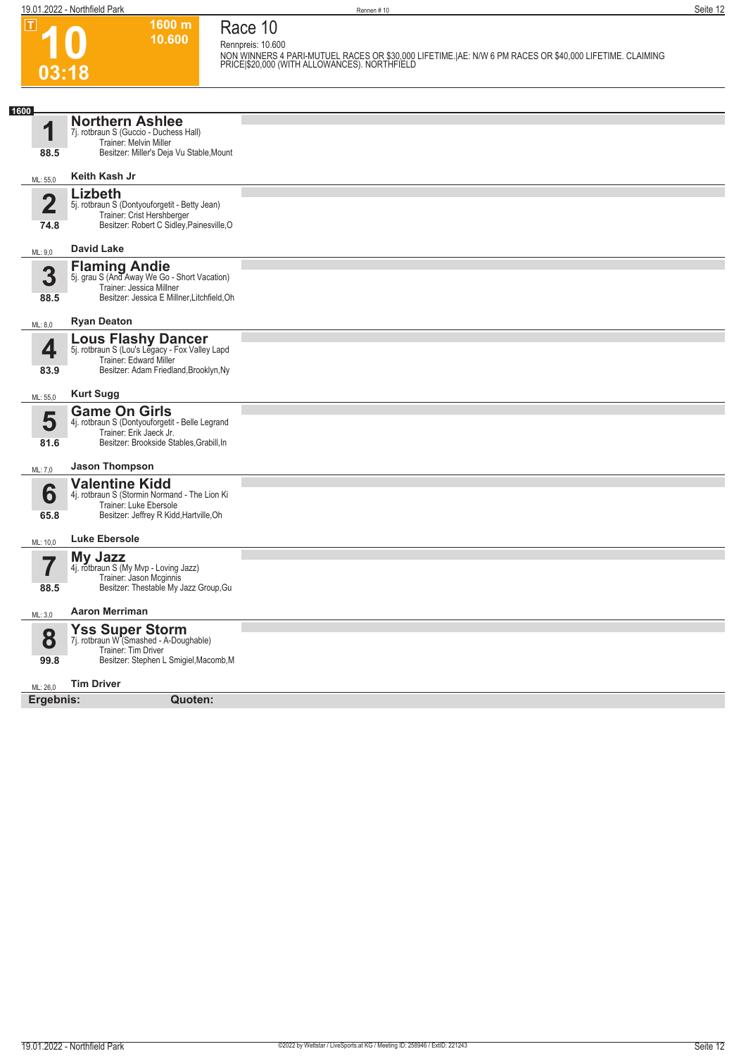# 10

**1600 m**
**10.600**

**03:18**

## Race 10

Rennpreis: 10.600

NON WINNERS 4 PARI-MUTUEL RACES OR $30,000 LIFETIME.|AE: N/W 6 PM RACES OR $40,000 LIFETIME. CLAIMING PRICE|$20,000 (WITH ALLOWANCES). NORTHFIELD

**1600**

### 1 Northern Ashlee
7j. rotbraun S (Guccio - Duchess Hall)
Trainer: Melvin Miller
Besitzer: Miller's Deja Vu Stable,Mount
88.5
ML: 55,0 — **Keith Kash Jr**

### 2 Lizbeth
5j. rotbraun S (Dontyouforgetit - Betty Jean)
Trainer: Crist Hershberger
Besitzer: Robert C Sidley,Painesville,O
74.8
ML: 9,0 — **David Lake**

### 3 Flaming Andie
5j. grau S (And Away We Go - Short Vacation)
Trainer: Jessica Millner
Besitzer: Jessica E Millner,Litchfield,Oh
88.5
ML: 8,0 — **Ryan Deaton**

### 4 Lous Flashy Dancer
5j. rotbraun S (Lou's Legacy - Fox Valley Lapd
Trainer: Edward Miller
Besitzer: Adam Friedland,Brooklyn,Ny
83.9
ML: 55,0 — **Kurt Sugg**

### 5 Game On Girls
4j. rotbraun S (Dontyouforgetit - Belle Legrand
Trainer: Erik Jaeck Jr.
Besitzer: Brookside Stables,Grabill,In
81.6
ML: 7,0 — **Jason Thompson**

### 6 Valentine Kidd
4j. rotbraun S (Stormin Normand - The Lion Ki
Trainer: Luke Ebersole
Besitzer: Jeffrey R Kidd,Hartville,Oh
65.8
ML: 10,0 — **Luke Ebersole**

### 7 My Jazz
4j. rotbraun S (My Mvp - Loving Jazz)
Trainer: Jason Mcginnis
Besitzer: Thestable My Jazz Group,Gu
88.5
ML: 3,0 — **Aaron Merriman**

### 8 Yss Super Storm
7j. rotbraun W (Smashed - A-Doughable)
Trainer: Tim Driver
Besitzer: Stephen L Smigiel,Macomb,M
99.8
ML: 26,0 — **Tim Driver**

**Ergebnis:** **Quoten:**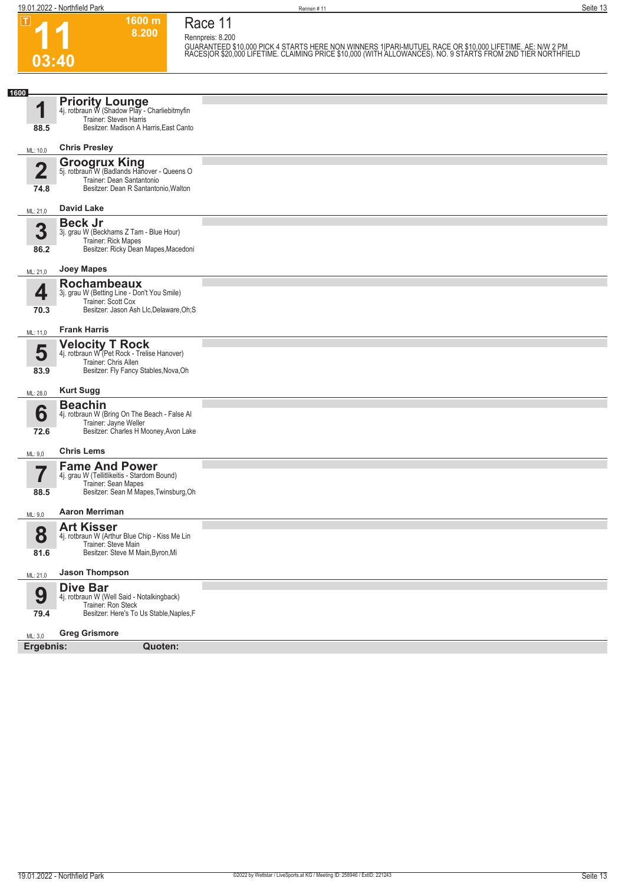**T**

# 11

**03:40**

**1600 m**
**8.200**

## Race 11

Rennpreis: 8.200

GUARANTEED $10,000 PICK 4 STARTS HERE NON WINNERS 1|PARI-MUTUEL RACE OR $10,000 LIFETIME. AE: N/W 2 PM RACES|OR $20,000 LIFETIME. CLAIMING PRICE $10,000 (WITH ALLOWANCES). NO. 9 STARTS FROM 2ND TIER NORTHFIELD

**1600**

**1** **Priority Lounge**
4j. rotbraun W (Shadow Play - Charliebitmyfin
Trainer: Steven Harris
Besitzer: Madison A Harris,East Canto
88.5
ML: 10,0 **Chris Presley**

**2** **Groogrux King**
5j. rotbraun W (Badlands Hanover - Queens O
Trainer: Dean Santantonio
Besitzer: Dean R Santantonio,Walton
74.8
ML: 21,0 **David Lake**

**3** **Beck Jr**
3j. grau W (Beckhams Z Tam - Blue Hour)
Trainer: Rick Mapes
Besitzer: Ricky Dean Mapes,Macedoni
86.2
ML: 21,0 **Joey Mapes**

**4** **Rochambeaux**
3j. grau W (Betting Line - Don't You Smile)
Trainer: Scott Cox
Besitzer: Jason Ash Llc,Delaware,Oh;S
70.3
ML: 11,0 **Frank Harris**

**5** **Velocity T Rock**
4j. rotbraun W (Pet Rock - Trelise Hanover)
Trainer: Chris Allen
Besitzer: Fly Fancy Stables,Nova,Oh
83.9
ML: 28,0 **Kurt Sugg**

**6** **Beachin**
4j. rotbraun W (Bring On The Beach - False Al
Trainer: Jayne Weller
Besitzer: Charles H Mooney,Avon Lake
72.6
ML: 9,0 **Chris Lems**

**7** **Fame And Power**
4j. grau W (Tellitlikeitis - Stardom Bound)
Trainer: Sean Mapes
Besitzer: Sean M Mapes,Twinsburg,Oh
88.5
ML: 9,0 **Aaron Merriman**

**8** **Art Kisser**
4j. rotbraun W (Arthur Blue Chip - Kiss Me Lin
Trainer: Steve Main
Besitzer: Steve M Main,Byron,Mi
81.6
ML: 21,0 **Jason Thompson**

**9** **Dive Bar**
4j. rotbraun W (Well Said - Notalkingback)
Trainer: Ron Steck
Besitzer: Here's To Us Stable,Naples,F
79.4
ML: 3,0 **Greg Grismore**

**Ergebnis:** **Quoten:**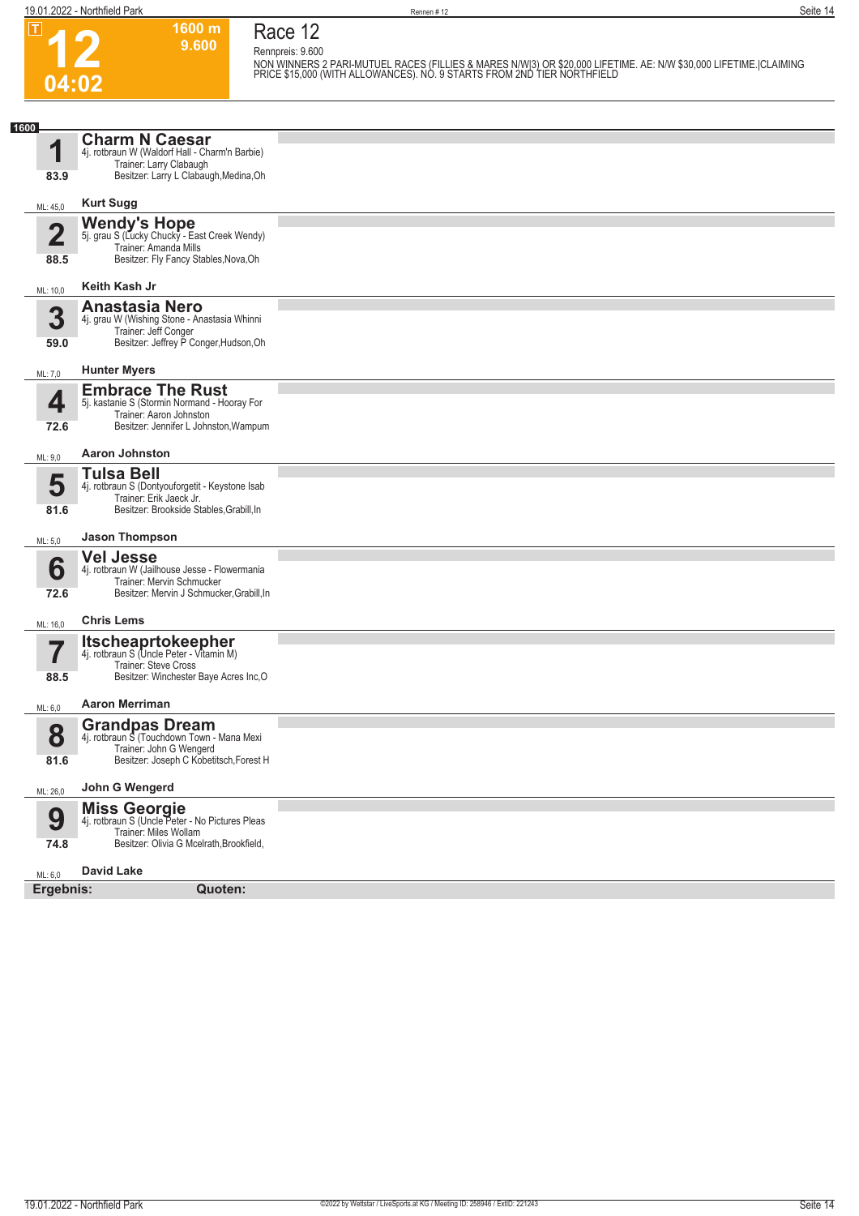# 12

**T**

**1600 m**
**9.600**

**04:02**

## Race 12

Rennpreis: 9.600

NON WINNERS 2 PARI-MUTUEL RACES (FILLIES & MARES N/W|3) OR $20,000 LIFETIME. AE: N/W $30,000 LIFETIME.|CLAIMING PRICE $15,000 (WITH ALLOWANCES). NO. 9 STARTS FROM 2ND TIER NORTHFIELD

**1600**

### 1 Charm N Caesar
4j. rotbraun W (Waldorf Hall - Charm'n Barbie)
Trainer: Larry Clabaugh
Besitzer: Larry L Clabaugh,Medina,Oh
83.9
ML: 45,0
**Kurt Sugg**

### 2 Wendy's Hope
5j. grau S (Lucky Chucky - East Creek Wendy)
Trainer: Amanda Mills
Besitzer: Fly Fancy Stables,Nova,Oh
88.5
ML: 10,0
**Keith Kash Jr**

### 3 Anastasia Nero
4j. grau W (Wishing Stone - Anastasia Whinni
Trainer: Jeff Conger
Besitzer: Jeffrey P Conger,Hudson,Oh
59.0
ML: 7,0
**Hunter Myers**

### 4 Embrace The Rust
5j. kastanie S (Stormin Normand - Hooray For
Trainer: Aaron Johnston
Besitzer: Jennifer L Johnston,Wampum
72.6
ML: 9,0
**Aaron Johnston**

### 5 Tulsa Bell
4j. rotbraun S (Dontyouforgetit - Keystone Isab
Trainer: Erik Jaeck Jr.
Besitzer: Brookside Stables,Grabill,In
81.6
ML: 5,0
**Jason Thompson**

### 6 Vel Jesse
4j. rotbraun W (Jailhouse Jesse - Flowermania
Trainer: Mervin Schmucker
Besitzer: Mervin J Schmucker,Grabill,In
72.6
ML: 16,0
**Chris Lems**

### 7 Itscheaprtokeepher
4j. rotbraun S (Uncle Peter - Vitamin M)
Trainer: Steve Cross
Besitzer: Winchester Baye Acres Inc,O
88.5
ML: 6,0
**Aaron Merriman**

### 8 Grandpas Dream
4j. rotbraun S (Touchdown Town - Mana Mexi
Trainer: John G Wengerd
Besitzer: Joseph C Kobetitsch,Forest H
81.6
ML: 26,0
**John G Wengerd**

### 9 Miss Georgie
4j. rotbraun S (Uncle Peter - No Pictures Pleas
Trainer: Miles Wollam
Besitzer: Olivia G Mcelrath,Brookfield,
74.8
ML: 6,0
**David Lake**

**Ergebnis:** **Quoten:**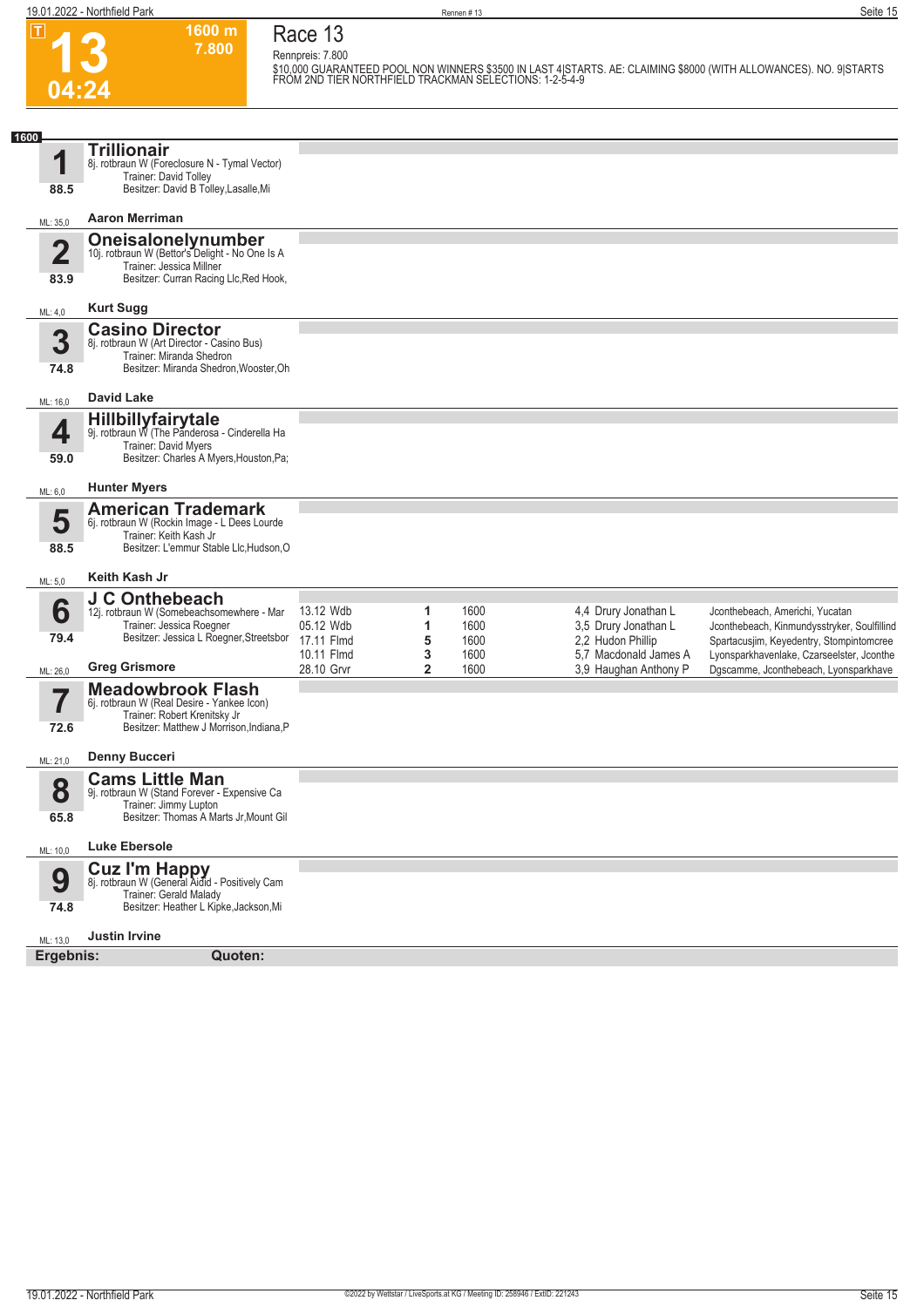# 13

**1600 m**
**7.800**

**04:24**

## Race 13

Rennpreis: 7.800

$10,000 GUARANTEED POOL NON WINNERS $3500 IN LAST 4|STARTS. AE: CLAIMING $8000 (WITH ALLOWANCES). NO. 9|STARTS FROM 2ND TIER NORTHFIELD TRACKMAN SELECTIONS: 1-2-5-4-9

**1600**

### 1 Trillionair
8j. rotbraun W (Foreclosure N - Tymal Vector)
Trainer: David Tolley
Besitzer: David B Tolley,Lasalle,Mi
88.5
ML: 35,0
**Aaron Merriman**

### 2 Oneisalonelynumber
10j. rotbraun W (Bettor's Delight - No One Is A
Trainer: Jessica Millner
Besitzer: Curran Racing Llc,Red Hook,
83.9
ML: 4,0
**Kurt Sugg**

### 3 Casino Director
8j. rotbraun W (Art Director - Casino Bus)
Trainer: Miranda Shedron
Besitzer: Miranda Shedron,Wooster,Oh
74.8
ML: 16,0
**David Lake**

### 4 Hillbillyfairytale
9j. rotbraun W (The Panderosa - Cinderella Ha
Trainer: David Myers
Besitzer: Charles A Myers,Houston,Pa;
59.0
ML: 6,0
**Hunter Myers**

### 5 American Trademark
6j. rotbraun W (Rockin Image - L Dees Lourde
Trainer: Keith Kash Jr
Besitzer: L'emmur Stable Llc,Hudson,O
88.5
ML: 5,0
**Keith Kash Jr**

### 6 J C Onthebeach
12j. rotbraun W (Somebeachsomewhere - Mar
Trainer: Jessica Roegner
Besitzer: Jessica L Roegner,Streetsbor
79.4
ML: 26,0
**Greg Grismore**

| Datum | Platz | Distanz | Quote / Fahrer | Einlauf |
|---|---|---|---|---|
| 13.12 Wdb | 1 | 1600 | 4,4 Drury Jonathan L | Jconthebeach, Americhi, Yucatan |
| 05.12 Wdb | 1 | 1600 | 3,5 Drury Jonathan L | Jconthebeach, Kinmundysstryker, Soulfillind |
| 17.11 Flmd | 5 | 1600 | 2,2 Hudon Phillip | Spartacusjim, Keyedentry, Stompintomcree |
| 10.11 Flmd | 3 | 1600 | 5,7 Macdonald James A | Lyonsparkhavenlake, Czarseelster, Jconthe |
| 28.10 Grvr | 2 | 1600 | 3,9 Haughan Anthony P | Dgscamme, Jconthebeach, Lyonsparkhave |

### 7 Meadowbrook Flash
6j. rotbraun W (Real Desire - Yankee Icon)
Trainer: Robert Krenitsky Jr
Besitzer: Matthew J Morrison,Indiana,P
72.6
ML: 21,0
**Denny Bucceri**

### 8 Cams Little Man
9j. rotbraun W (Stand Forever - Expensive Ca
Trainer: Jimmy Lupton
Besitzer: Thomas A Marts Jr,Mount Gil
65.8
ML: 10,0
**Luke Ebersole**

### 9 Cuz I'm Happy
8j. rotbraun W (General Aidid - Positively Cam
Trainer: Gerald Malady
Besitzer: Heather L Kipke,Jackson,Mi
74.8
ML: 13,0
**Justin Irvine**

**Ergebnis:** **Quoten:**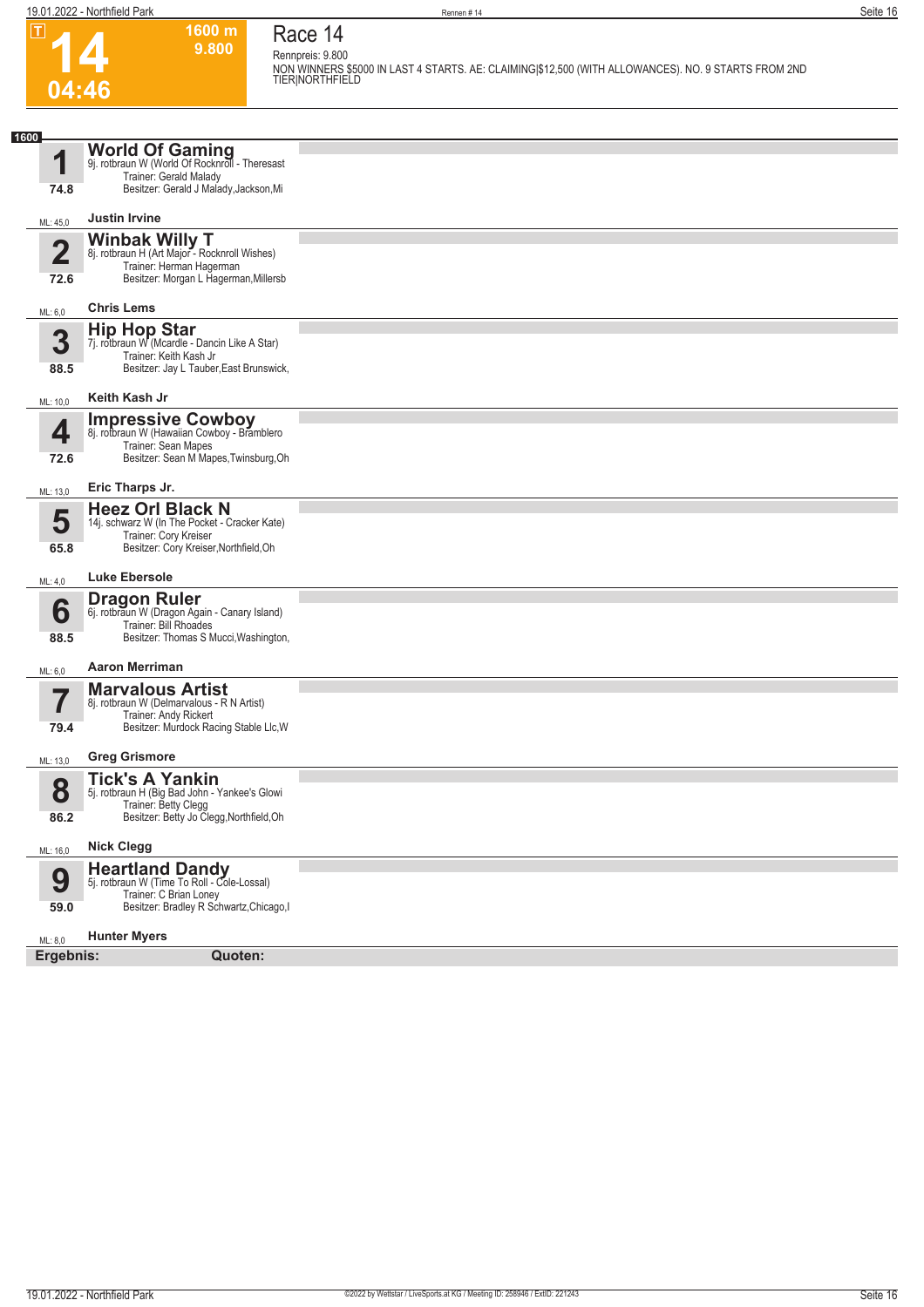# 14

T

1600 m
9.800

04:46

## Race 14

Rennpreis: 9.800

NON WINNERS $5000 IN LAST 4 STARTS. AE: CLAIMING|$12,500 (WITH ALLOWANCES). NO. 9 STARTS FROM 2ND TIER|NORTHFIELD

**1600**

**1** **World Of Gaming**
9j. rotbraun W (World Of Rocknroll - Theresast
Trainer: Gerald Malady
Besitzer: Gerald J Malady,Jackson,Mi
74.8
ML: 45,0 **Justin Irvine**

**2** **Winbak Willy T**
8j. rotbraun H (Art Major - Rocknroll Wishes)
Trainer: Herman Hagerman
Besitzer: Morgan L Hagerman,Millersb
72.6
ML: 6,0 **Chris Lems**

**3** **Hip Hop Star**
7j. rotbraun W (Mcardle - Dancin Like A Star)
Trainer: Keith Kash Jr
Besitzer: Jay L Tauber,East Brunswick,
88.5
ML: 10,0 **Keith Kash Jr**

**4** **Impressive Cowboy**
8j. rotbraun W (Hawaiian Cowboy - Bramblero
Trainer: Sean Mapes
Besitzer: Sean M Mapes,Twinsburg,Oh
72.6
ML: 13,0 **Eric Tharps Jr.**

**5** **Heez Orl Black N**
14j. schwarz W (In The Pocket - Cracker Kate)
Trainer: Cory Kreiser
Besitzer: Cory Kreiser,Northfield,Oh
65.8
ML: 4,0 **Luke Ebersole**

**6** **Dragon Ruler**
6j. rotbraun W (Dragon Again - Canary Island)
Trainer: Bill Rhoades
Besitzer: Thomas S Mucci,Washington,
88.5
ML: 6,0 **Aaron Merriman**

**7** **Marvalous Artist**
8j. rotbraun W (Delmarvalous - R N Artist)
Trainer: Andy Rickert
Besitzer: Murdock Racing Stable Llc,W
79.4
ML: 13,0 **Greg Grismore**

**8** **Tick's A Yankin**
5j. rotbraun H (Big Bad John - Yankee's Glowi
Trainer: Betty Clegg
Besitzer: Betty Jo Clegg,Northfield,Oh
86.2
ML: 16,0 **Nick Clegg**

**9** **Heartland Dandy**
5j. rotbraun W (Time To Roll - Cole-Lossal)
Trainer: C Brian Loney
Besitzer: Bradley R Schwartz,Chicago,I
59.0
ML: 8,0 **Hunter Myers**

**Ergebnis:** **Quoten:**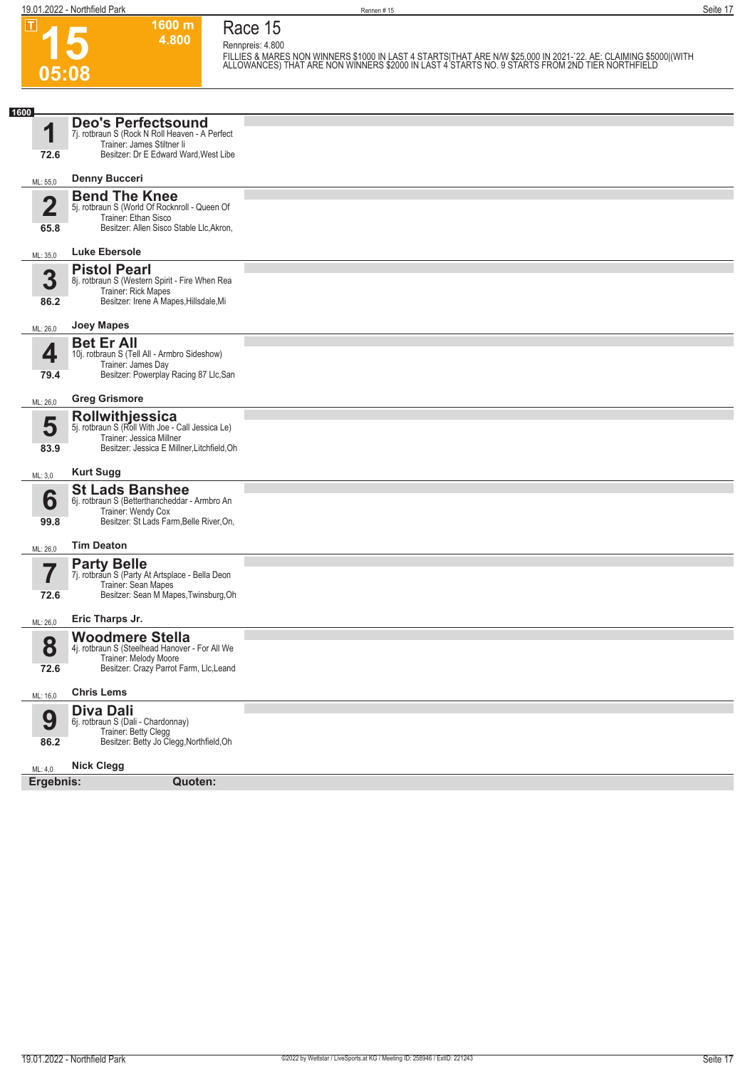# 15

05:08

1600 m
4.800

## Race 15

Rennpreis: 4.800

FILLIES & MARES NON WINNERS $1000 IN LAST 4 STARTS|THAT ARE N/W $25,000 IN 2021-`22. AE: CLAIMING $5000|(WITH ALLOWANCES) THAT ARE NON WINNERS $2000 IN LAST 4 STARTS NO. 9 STARTS FROM 2ND TIER NORTHFIELD

**1600**

**1** **Deo's Perfectsound**
7j. rotbraun S (Rock N Roll Heaven - A Perfect
Trainer: James Stiltner Ii
Besitzer: Dr E Edward Ward,West Libe
72.6
ML: 55,0 **Denny Bucceri**

**2** **Bend The Knee**
5j. rotbraun S (World Of Rocknroll - Queen Of
Trainer: Ethan Sisco
Besitzer: Allen Sisco Stable Llc,Akron,
65.8
ML: 35,0 **Luke Ebersole**

**3** **Pistol Pearl**
8j. rotbraun S (Western Spirit - Fire When Rea
Trainer: Rick Mapes
Besitzer: Irene A Mapes,Hillsdale,Mi
86.2
ML: 26,0 **Joey Mapes**

**4** **Bet Er All**
10j. rotbraun S (Tell All - Armbro Sideshow)
Trainer: James Day
Besitzer: Powerplay Racing 87 Llc,San
79.4
ML: 26,0 **Greg Grismore**

**5** **Rollwithjessica**
5j. rotbraun S (Roll With Joe - Call Jessica Le)
Trainer: Jessica Millner
Besitzer: Jessica E Millner,Litchfield,Oh
83.9
ML: 3,0 **Kurt Sugg**

**6** **St Lads Banshee**
6j. rotbraun S (Betterthancheddar - Armbro An
Trainer: Wendy Cox
Besitzer: St Lads Farm,Belle River,On,
99.8
ML: 26,0 **Tim Deaton**

**7** **Party Belle**
7j. rotbraun S (Party At Artsplace - Bella Deon
Trainer: Sean Mapes
Besitzer: Sean M Mapes,Twinsburg,Oh
72.6
ML: 26,0 **Eric Tharps Jr.**

**8** **Woodmere Stella**
4j. rotbraun S (Steelhead Hanover - For All We
Trainer: Melody Moore
Besitzer: Crazy Parrot Farm, Llc,Leand
72.6
ML: 16,0 **Chris Lems**

**9** **Diva Dali**
6j. rotbraun S (Dali - Chardonnay)
Trainer: Betty Clegg
Besitzer: Betty Jo Clegg,Northfield,Oh
86.2
ML: 4,0 **Nick Clegg**

**Ergebnis:** **Quoten:**